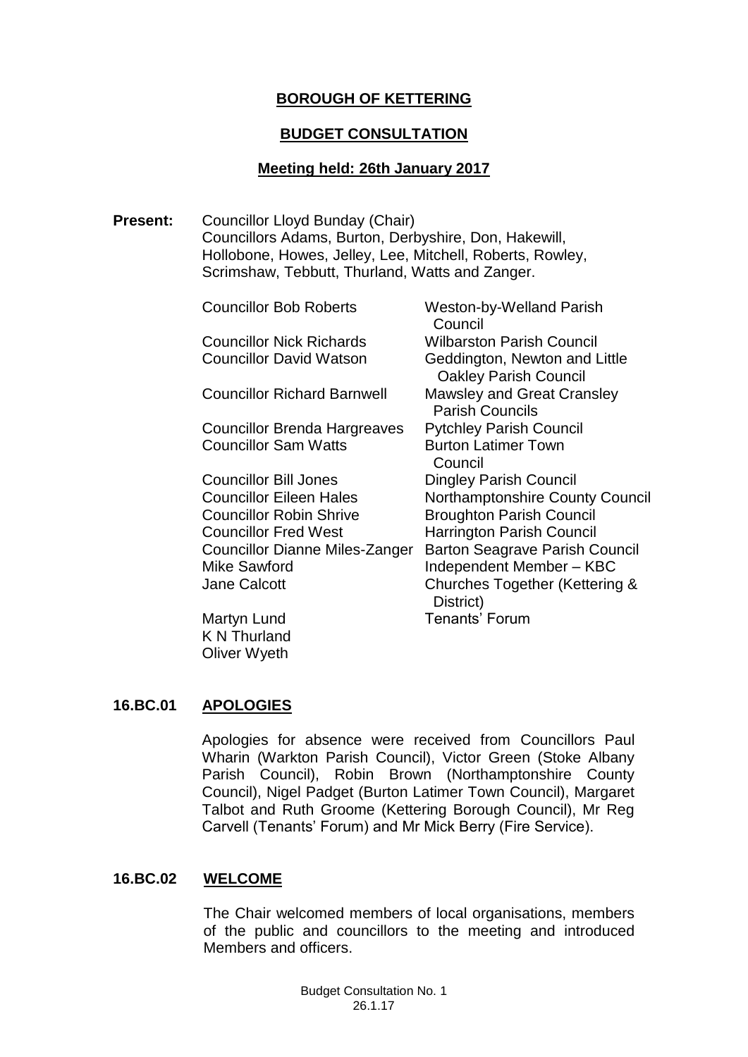**BOROUGH OF KETTERING**

**BUDGET CONSULTATION**

**Meeting held: 26th January 2017**

**Present:** Councillor Lloyd Bunday (Chair)
Councillors Adams, Burton, Derbyshire, Don, Hakewill, Hollobone, Howes, Jelley, Lee, Mitchell, Roberts, Rowley, Scrimshaw, Tebbutt, Thurland, Watts and Zanger.

| | |
|---|---|
| Councillor Bob Roberts | Weston-by-Welland Parish Council |
| Councillor Nick Richards | Wilbarston Parish Council |
| Councillor David Watson | Geddington, Newton and Little Oakley Parish Council |
| Councillor Richard Barnwell | Mawsley and Great Cransley Parish Councils |
| Councillor Brenda Hargreaves | Pytchley Parish Council |
| Councillor Sam Watts | Burton Latimer Town Council |
| Councillor Bill Jones | Dingley Parish Council |
| Councillor Eileen Hales | Northamptonshire County Council |
| Councillor Robin Shrive | Broughton Parish Council |
| Councillor Fred West | Harrington Parish Council |
| Councillor Dianne Miles-Zanger | Barton Seagrave Parish Council |
| Mike Sawford | Independent Member – KBC |
| Jane Calcott | Churches Together (Kettering & District) |
| Martyn Lund | Tenants' Forum |
| K N Thurland | |
| Oliver Wyeth | |

## 16.BC.01 APOLOGIES

Apologies for absence were received from Councillors Paul Wharin (Warkton Parish Council), Victor Green (Stoke Albany Parish Council), Robin Brown (Northamptonshire County Council), Nigel Padget (Burton Latimer Town Council), Margaret Talbot and Ruth Groome (Kettering Borough Council), Mr Reg Carvell (Tenants' Forum) and Mr Mick Berry (Fire Service).

## 16.BC.02 WELCOME

The Chair welcomed members of local organisations, members of the public and councillors to the meeting and introduced Members and officers.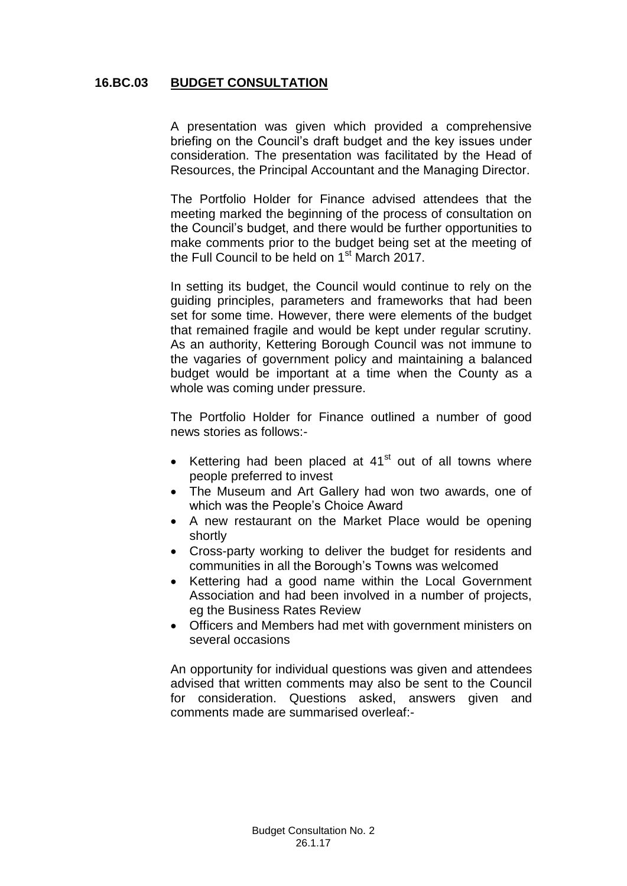## 16.BC.03 BUDGET CONSULTATION

A presentation was given which provided a comprehensive briefing on the Council's draft budget and the key issues under consideration. The presentation was facilitated by the Head of Resources, the Principal Accountant and the Managing Director.

The Portfolio Holder for Finance advised attendees that the meeting marked the beginning of the process of consultation on the Council's budget, and there would be further opportunities to make comments prior to the budget being set at the meeting of the Full Council to be held on 1st March 2017.

In setting its budget, the Council would continue to rely on the guiding principles, parameters and frameworks that had been set for some time. However, there were elements of the budget that remained fragile and would be kept under regular scrutiny. As an authority, Kettering Borough Council was not immune to the vagaries of government policy and maintaining a balanced budget would be important at a time when the County as a whole was coming under pressure.

The Portfolio Holder for Finance outlined a number of good news stories as follows:-

- Kettering had been placed at 41st out of all towns where people preferred to invest
- The Museum and Art Gallery had won two awards, one of which was the People's Choice Award
- A new restaurant on the Market Place would be opening shortly
- Cross-party working to deliver the budget for residents and communities in all the Borough's Towns was welcomed
- Kettering had a good name within the Local Government Association and had been involved in a number of projects, eg the Business Rates Review
- Officers and Members had met with government ministers on several occasions

An opportunity for individual questions was given and attendees advised that written comments may also be sent to the Council for consideration. Questions asked, answers given and comments made are summarised overleaf:-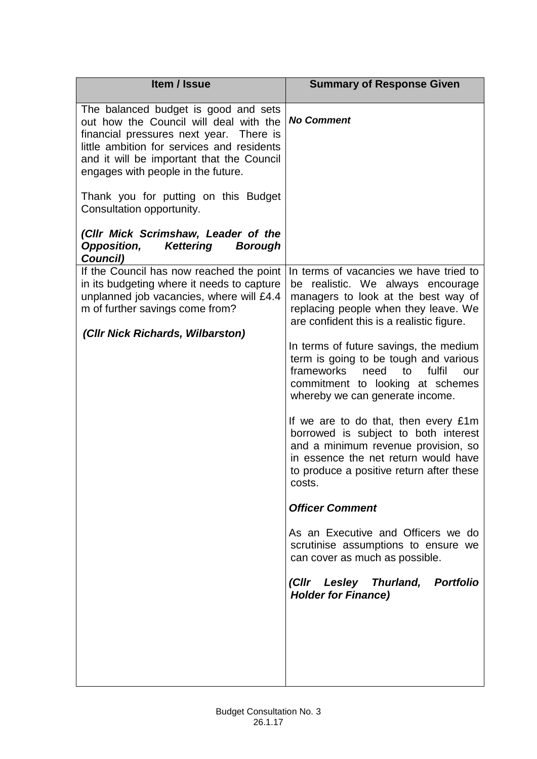| Item / Issue | Summary of Response Given |
| --- | --- |
| The balanced budget is good and sets out how the Council will deal with the financial pressures next year. There is little ambition for services and residents and it will be important that the Council engages with people in the future.<br><br>Thank you for putting on this Budget Consultation opportunity.<br><br>***(Cllr Mick Scrimshaw, Leader of the Opposition, Kettering Borough Council)*** | ***No Comment*** |
| If the Council has now reached the point in its budgeting where it needs to capture unplanned job vacancies, where will £4.4 m of further savings come from?<br><br>***(Cllr Nick Richards, Wilbarston)*** | In terms of vacancies we have tried to be realistic. We always encourage managers to look at the best way of replacing people when they leave. We are confident this is a realistic figure.<br><br>In terms of future savings, the medium term is going to be tough and various frameworks need to fulfil our commitment to looking at schemes whereby we can generate income.<br><br>If we are to do that, then every £1m borrowed is subject to both interest and a minimum revenue provision, so in essence the net return would have to produce a positive return after these costs.<br><br>***Officer Comment***<br><br>As an Executive and Officers we do scrutinise assumptions to ensure we can cover as much as possible.<br><br>***(Cllr Lesley Thurland, Portfolio Holder for Finance)*** |

Budget Consultation No. 3
26.1.17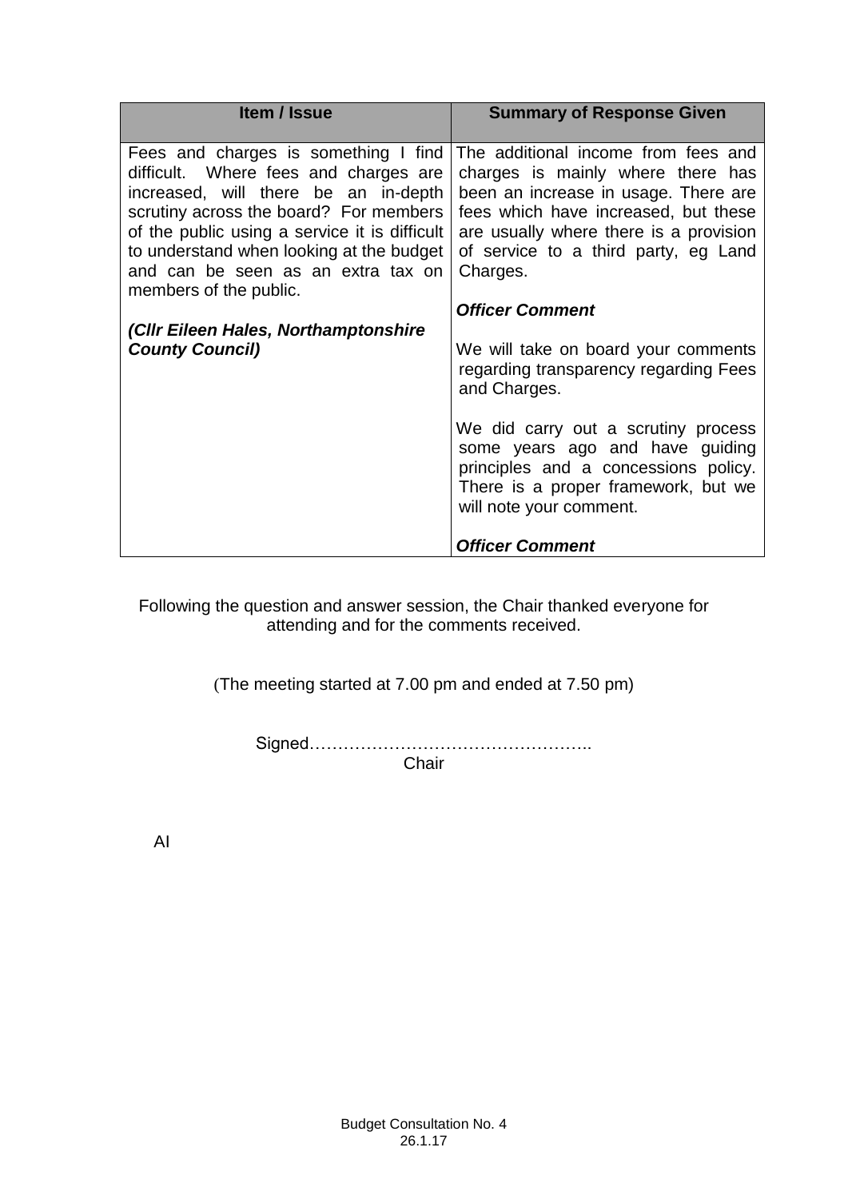| Item / Issue | Summary of Response Given |
|---|---|
| Fees and charges is something I find difficult. Where fees and charges are increased, will there be an in-depth scrutiny across the board? For members of the public using a service it is difficult to understand when looking at the budget and can be seen as an extra tax on members of the public.<br><br>***(Cllr Eileen Hales, Northamptonshire County Council)*** | The additional income from fees and charges is mainly where there has been an increase in usage. There are fees which have increased, but these are usually where there is a provision of service to a third party, eg Land Charges.<br><br>***Officer Comment***<br><br>We will take on board your comments regarding transparency regarding Fees and Charges.<br><br>We did carry out a scrutiny process some years ago and have guiding principles and a concessions policy. There is a proper framework, but we will note your comment.<br><br>***Officer Comment*** |

Following the question and answer session, the Chair thanked everyone for attending and for the comments received.

(The meeting started at 7.00 pm and ended at 7.50 pm)

Signed…………………………………………..
Chair

AI

Budget Consultation No. 4
26.1.17